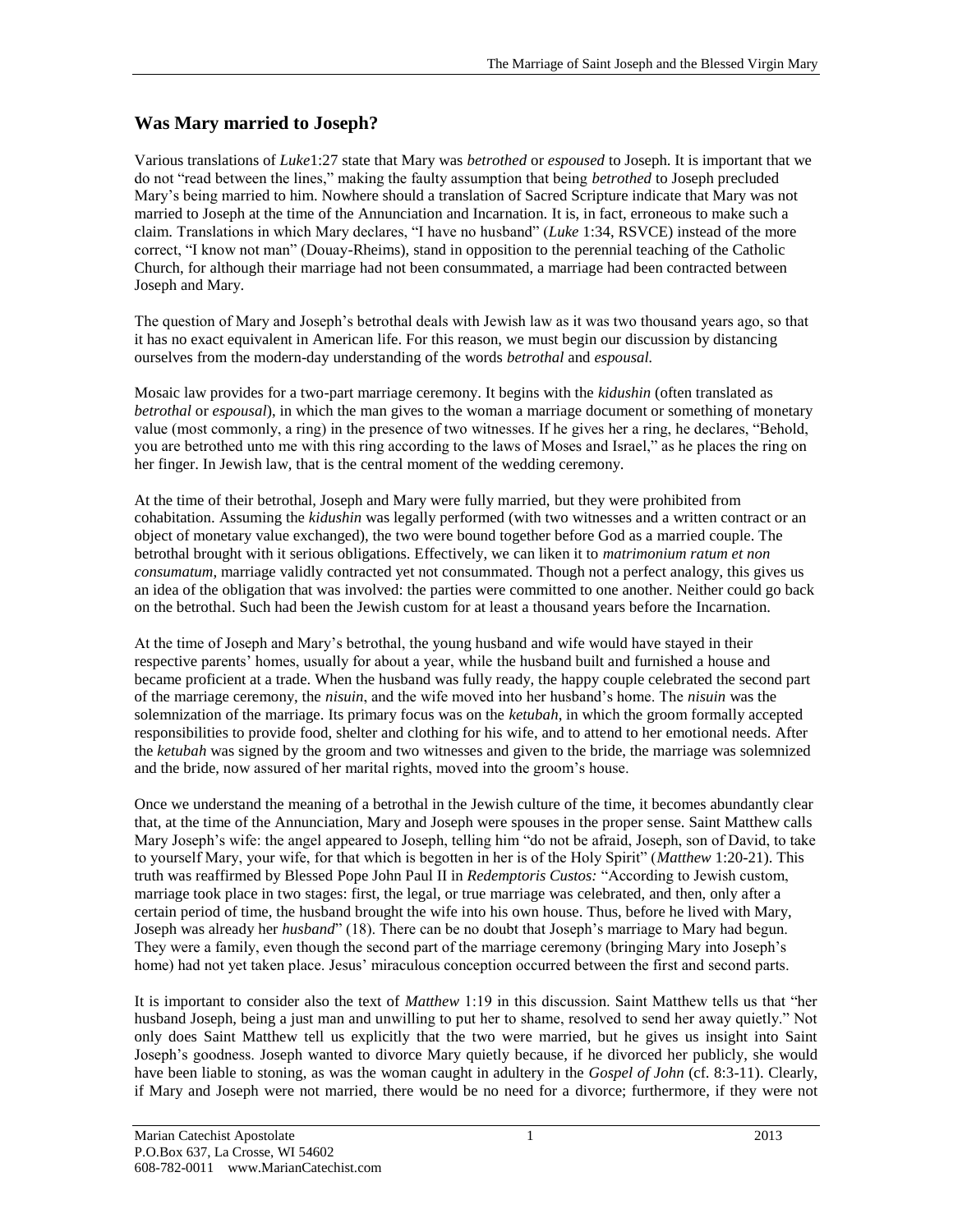## Was Mary married to Joseph?

Various translations of *Luke*1:27 state that Mary was *betrothed* or *espoused* to Joseph. It is important that we do not "read between the lines," making the faulty assumption that being *betrothed* to Joseph precluded Mary's being married to him. Nowhere should a translation of Sacred Scripture indicate that Mary was not married to Joseph at the time of the Annunciation and Incarnation. It is, in fact, erroneous to make such a claim. Translations in which Mary declares, "I have no husband" (*Luke* 1:34, RSVCE) instead of the more correct, "I know not man" (Douay-Rheims), stand in opposition to the perennial teaching of the Catholic Church, for although their marriage had not been consummated, a marriage had been contracted between Joseph and Mary.

The question of Mary and Joseph's betrothal deals with Jewish law as it was two thousand years ago, so that it has no exact equivalent in American life. For this reason, we must begin our discussion by distancing ourselves from the modern-day understanding of the words *betrothal* and *espousal.*

Mosaic law provides for a two-part marriage ceremony. It begins with the *kidushin* (often translated as *betrothal* or *espousal*), in which the man gives to the woman a marriage document or something of monetary value (most commonly, a ring) in the presence of two witnesses. If he gives her a ring, he declares, "Behold, you are betrothed unto me with this ring according to the laws of Moses and Israel," as he places the ring on her finger. In Jewish law, that is the central moment of the wedding ceremony.

At the time of their betrothal, Joseph and Mary were fully married, but they were prohibited from cohabitation. Assuming the *kidushin* was legally performed (with two witnesses and a written contract or an object of monetary value exchanged), the two were bound together before God as a married couple. The betrothal brought with it serious obligations. Effectively, we can liken it to *matrimonium ratum et non consumatum*, marriage validly contracted yet not consummated. Though not a perfect analogy, this gives us an idea of the obligation that was involved: the parties were committed to one another. Neither could go back on the betrothal. Such had been the Jewish custom for at least a thousand years before the Incarnation.

At the time of Joseph and Mary's betrothal, the young husband and wife would have stayed in their respective parents' homes, usually for about a year, while the husband built and furnished a house and became proficient at a trade. When the husband was fully ready, the happy couple celebrated the second part of the marriage ceremony, the *nisuin*, and the wife moved into her husband's home. The *nisuin* was the solemnization of the marriage. Its primary focus was on the *ketubah*, in which the groom formally accepted responsibilities to provide food, shelter and clothing for his wife, and to attend to her emotional needs. After the *ketubah* was signed by the groom and two witnesses and given to the bride, the marriage was solemnized and the bride, now assured of her marital rights, moved into the groom's house.

Once we understand the meaning of a betrothal in the Jewish culture of the time, it becomes abundantly clear that, at the time of the Annunciation, Mary and Joseph were spouses in the proper sense. Saint Matthew calls Mary Joseph's wife: the angel appeared to Joseph, telling him "do not be afraid, Joseph, son of David, to take to yourself Mary, your wife, for that which is begotten in her is of the Holy Spirit" (*Matthew* 1:20-21). This truth was reaffirmed by Blessed Pope John Paul II in *Redemptoris Custos:* "According to Jewish custom, marriage took place in two stages: first, the legal, or true marriage was celebrated, and then, only after a certain period of time, the husband brought the wife into his own house. Thus, before he lived with Mary, Joseph was already her *husband*" (18). There can be no doubt that Joseph's marriage to Mary had begun. They were a family, even though the second part of the marriage ceremony (bringing Mary into Joseph's home) had not yet taken place. Jesus' miraculous conception occurred between the first and second parts.

It is important to consider also the text of *Matthew* 1:19 in this discussion. Saint Matthew tells us that "her husband Joseph, being a just man and unwilling to put her to shame, resolved to send her away quietly." Not only does Saint Matthew tell us explicitly that the two were married, but he gives us insight into Saint Joseph's goodness. Joseph wanted to divorce Mary quietly because, if he divorced her publicly, she would have been liable to stoning, as was the woman caught in adultery in the *Gospel of John* (cf. 8:3-11). Clearly, if Mary and Joseph were not married, there would be no need for a divorce; furthermore, if they were not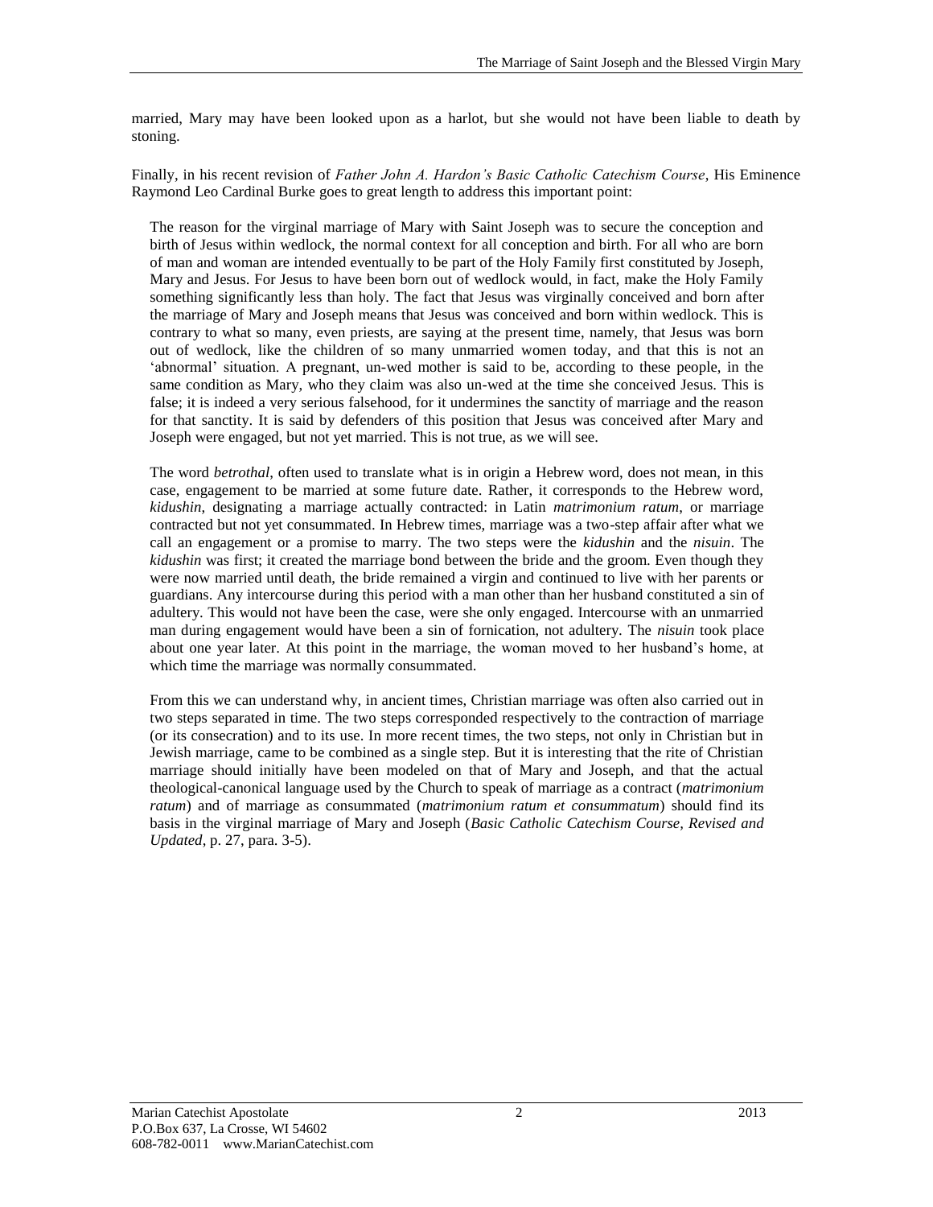married, Mary may have been looked upon as a harlot, but she would not have been liable to death by stoning.

Finally, in his recent revision of *Father John A. Hardon's Basic Catholic Catechism Course*, His Eminence Raymond Leo Cardinal Burke goes to great length to address this important point:

> The reason for the virginal marriage of Mary with Saint Joseph was to secure the conception and birth of Jesus within wedlock, the normal context for all conception and birth. For all who are born of man and woman are intended eventually to be part of the Holy Family first constituted by Joseph, Mary and Jesus. For Jesus to have been born out of wedlock would, in fact, make the Holy Family something significantly less than holy. The fact that Jesus was virginally conceived and born after the marriage of Mary and Joseph means that Jesus was conceived and born within wedlock. This is contrary to what so many, even priests, are saying at the present time, namely, that Jesus was born out of wedlock, like the children of so many unmarried women today, and that this is not an 'abnormal' situation. A pregnant, un-wed mother is said to be, according to these people, in the same condition as Mary, who they claim was also un-wed at the time she conceived Jesus. This is false; it is indeed a very serious falsehood, for it undermines the sanctity of marriage and the reason for that sanctity. It is said by defenders of this position that Jesus was conceived after Mary and Joseph were engaged, but not yet married. This is not true, as we will see.
>
> The word *betrothal*, often used to translate what is in origin a Hebrew word, does not mean, in this case, engagement to be married at some future date. Rather, it corresponds to the Hebrew word, *kidushin*, designating a marriage actually contracted: in Latin *matrimonium ratum*, or marriage contracted but not yet consummated. In Hebrew times, marriage was a two-step affair after what we call an engagement or a promise to marry. The two steps were the *kidushin* and the *nisuin*. The *kidushin* was first; it created the marriage bond between the bride and the groom. Even though they were now married until death, the bride remained a virgin and continued to live with her parents or guardians. Any intercourse during this period with a man other than her husband constituted a sin of adultery. This would not have been the case, were she only engaged. Intercourse with an unmarried man during engagement would have been a sin of fornication, not adultery. The *nisuin* took place about one year later. At this point in the marriage, the woman moved to her husband's home, at which time the marriage was normally consummated.
>
> From this we can understand why, in ancient times, Christian marriage was often also carried out in two steps separated in time. The two steps corresponded respectively to the contraction of marriage (or its consecration) and to its use. In more recent times, the two steps, not only in Christian but in Jewish marriage, came to be combined as a single step. But it is interesting that the rite of Christian marriage should initially have been modeled on that of Mary and Joseph, and that the actual theological-canonical language used by the Church to speak of marriage as a contract (*matrimonium ratum*) and of marriage as consummated (*matrimonium ratum et consummatum*) should find its basis in the virginal marriage of Mary and Joseph (*Basic Catholic Catechism Course, Revised and Updated*, p. 27, para. 3-5).